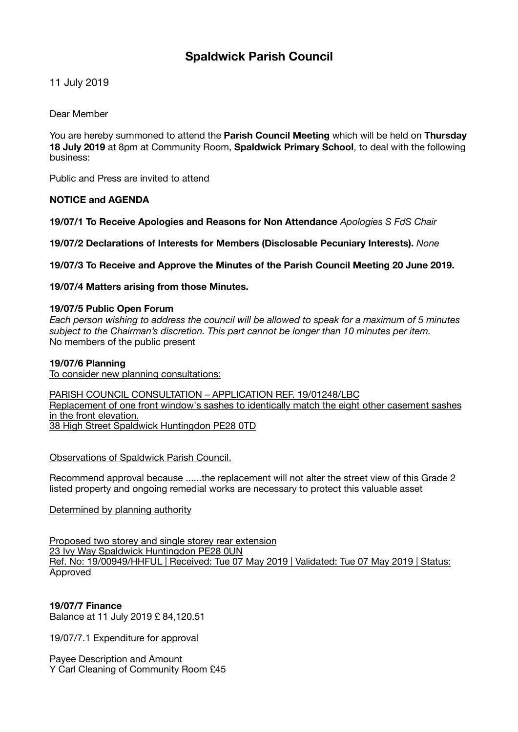# Spaldwick Parish Council

11 July 2019

Dear Member

You are hereby summoned to attend the **Parish Council Meeting** which will be held on **Thursday 18 July 2019** at 8pm at Community Room, **Spaldwick Primary School**, to deal with the following business:

Public and Press are invited to attend

**NOTICE and AGENDA**

**19/07/1 To Receive Apologies and Reasons for Non Attendance** *Apologies S FdS Chair*

**19/07/2 Declarations of Interests for Members (Disclosable Pecuniary Interests).** *None*

**19/07/3 To Receive and Approve the Minutes of the Parish Council Meeting 20 June 2019.**

**19/07/4 Matters arising from those Minutes.**

**19/07/5 Public Open Forum**
*Each person wishing to address the council will be allowed to speak for a maximum of 5 minutes subject to the Chairman's discretion. This part cannot be longer than 10 minutes per item.*
No members of the public present

**19/07/6 Planning**
To consider new planning consultations:

PARISH COUNCIL CONSULTATION – APPLICATION REF. 19/01248/LBC
Replacement of one front window's sashes to identically match the eight other casement sashes in the front elevation.
38 High Street Spaldwick Huntingdon PE28 0TD

Observations of Spaldwick Parish Council.

Recommend approval because ......the replacement will not alter the street view of this Grade 2 listed property and ongoing remedial works are necessary to protect this valuable asset

Determined by planning authority

Proposed two storey and single storey rear extension
23 Ivy Way Spaldwick Huntingdon PE28 0UN
Ref. No: 19/00949/HHFUL | Received: Tue 07 May 2019 | Validated: Tue 07 May 2019 | Status: Approved

**19/07/7 Finance**
Balance at 11 July 2019 £ 84,120.51

19/07/7.1 Expenditure for approval

Payee Description and Amount
Y Carl Cleaning of Community Room £45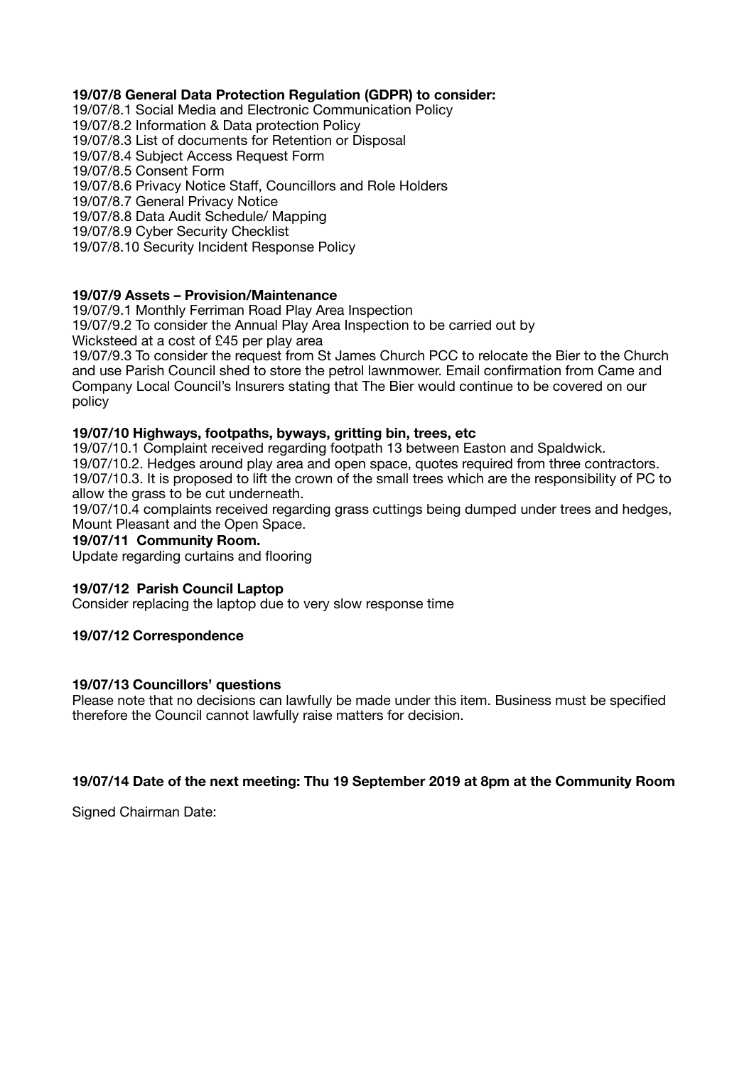**19/07/8 General Data Protection Regulation (GDPR) to consider:**

19/07/8.1 Social Media and Electronic Communication Policy
19/07/8.2 Information & Data protection Policy
19/07/8.3 List of documents for Retention or Disposal
19/07/8.4 Subject Access Request Form
19/07/8.5 Consent Form
19/07/8.6 Privacy Notice Staff, Councillors and Role Holders
19/07/8.7 General Privacy Notice
19/07/8.8 Data Audit Schedule/ Mapping
19/07/8.9 Cyber Security Checklist
19/07/8.10 Security Incident Response Policy

**19/07/9 Assets – Provision/Maintenance**

19/07/9.1 Monthly Ferriman Road Play Area Inspection
19/07/9.2 To consider the Annual Play Area Inspection to be carried out by Wicksteed at a cost of £45 per play area
19/07/9.3 To consider the request from St James Church PCC to relocate the Bier to the Church and use Parish Council shed to store the petrol lawnmower. Email confirmation from Came and Company Local Council's Insurers stating that The Bier would continue to be covered on our policy

**19/07/10 Highways, footpaths, byways, gritting bin, trees, etc**

19/07/10.1 Complaint received regarding footpath 13 between Easton and Spaldwick.
19/07/10.2. Hedges around play area and open space, quotes required from three contractors.
19/07/10.3. It is proposed to lift the crown of the small trees which are the responsibility of PC to allow the grass to be cut underneath.
19/07/10.4 complaints received regarding grass cuttings being dumped under trees and hedges, Mount Pleasant and the Open Space.

**19/07/11 Community Room.**

Update regarding curtains and flooring

**19/07/12 Parish Council Laptop**

Consider replacing the laptop due to very slow response time

**19/07/12 Correspondence**

**19/07/13 Councillors' questions**

Please note that no decisions can lawfully be made under this item. Business must be specified therefore the Council cannot lawfully raise matters for decision.

**19/07/14 Date of the next meeting: Thu 19 September 2019 at 8pm at the Community Room**

Signed Chairman Date: